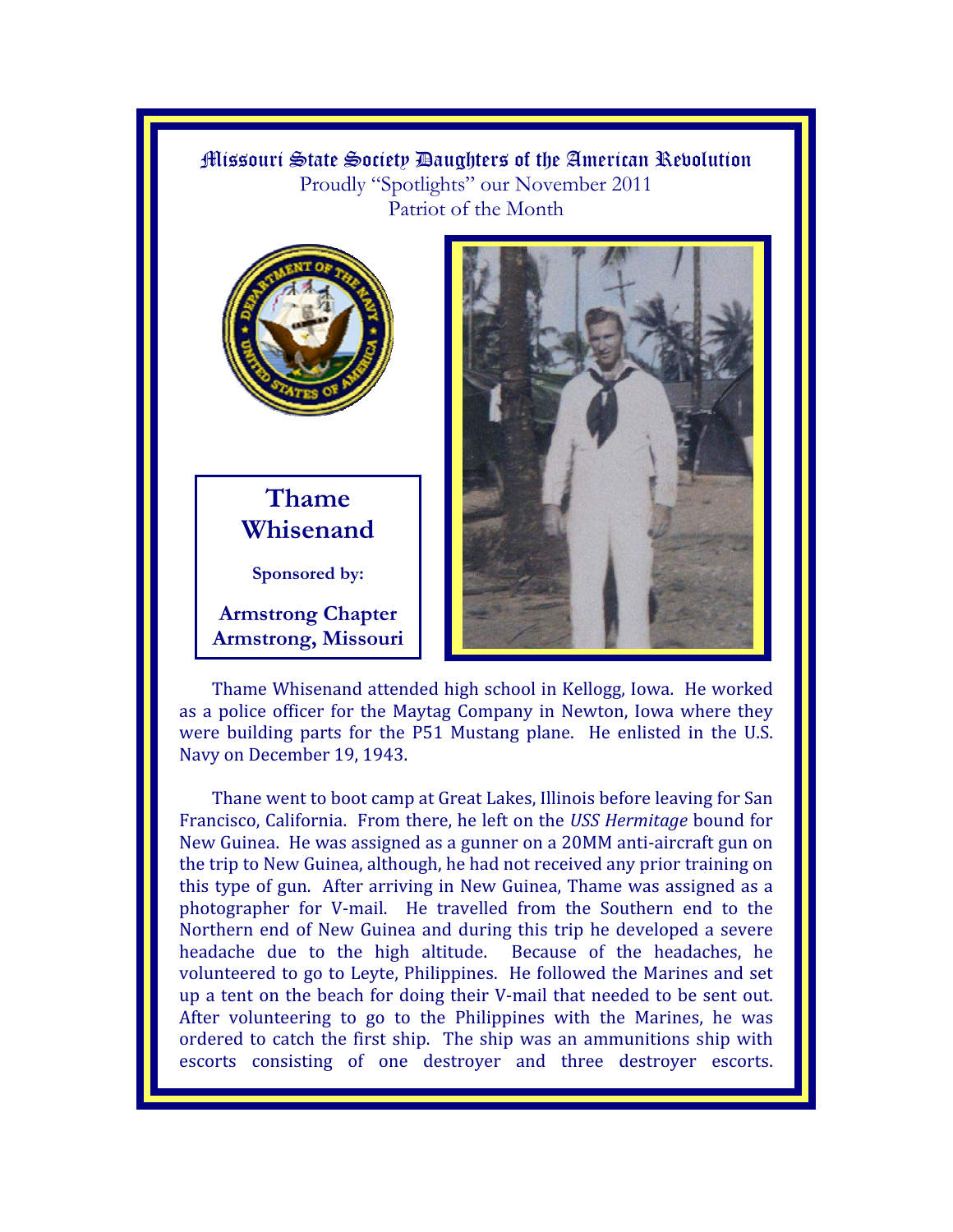# Missouri State Society Daughters of the American Revolution

Proudly "Spotlights" our November 2011
Patriot of the Month

## Thame Whisenand

**Sponsored by:**

**Armstrong Chapter**
**Armstrong, Missouri**

Thame Whisenand attended high school in Kellogg, Iowa. He worked as a police officer for the Maytag Company in Newton, Iowa where they were building parts for the P51 Mustang plane. He enlisted in the U.S. Navy on December 19, 1943.

Thane went to boot camp at Great Lakes, Illinois before leaving for San Francisco, California. From there, he left on the *USS Hermitage* bound for New Guinea. He was assigned as a gunner on a 20MM anti-aircraft gun on the trip to New Guinea, although, he had not received any prior training on this type of gun. After arriving in New Guinea, Thame was assigned as a photographer for V-mail. He travelled from the Southern end to the Northern end of New Guinea and during this trip he developed a severe headache due to the high altitude. Because of the headaches, he volunteered to go to Leyte, Philippines. He followed the Marines and set up a tent on the beach for doing their V-mail that needed to be sent out. After volunteering to go to the Philippines with the Marines, he was ordered to catch the first ship. The ship was an ammunitions ship with escorts consisting of one destroyer and three destroyer escorts.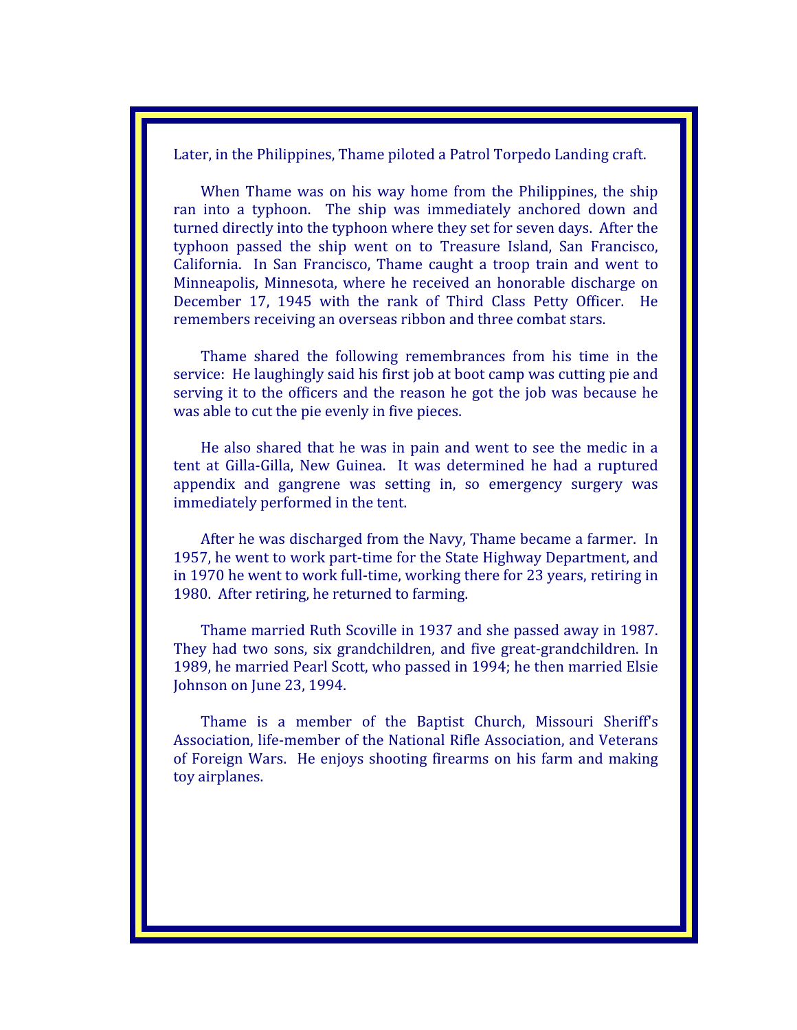Later, in the Philippines, Thame piloted a Patrol Torpedo Landing craft.

When Thame was on his way home from the Philippines, the ship ran into a typhoon. The ship was immediately anchored down and turned directly into the typhoon where they set for seven days. After the typhoon passed the ship went on to Treasure Island, San Francisco, California. In San Francisco, Thame caught a troop train and went to Minneapolis, Minnesota, where he received an honorable discharge on December 17, 1945 with the rank of Third Class Petty Officer. He remembers receiving an overseas ribbon and three combat stars.

Thame shared the following remembrances from his time in the service: He laughingly said his first job at boot camp was cutting pie and serving it to the officers and the reason he got the job was because he was able to cut the pie evenly in five pieces.

He also shared that he was in pain and went to see the medic in a tent at Gilla-Gilla, New Guinea. It was determined he had a ruptured appendix and gangrene was setting in, so emergency surgery was immediately performed in the tent.

After he was discharged from the Navy, Thame became a farmer. In 1957, he went to work part-time for the State Highway Department, and in 1970 he went to work full-time, working there for 23 years, retiring in 1980. After retiring, he returned to farming.

Thame married Ruth Scoville in 1937 and she passed away in 1987. They had two sons, six grandchildren, and five great-grandchildren. In 1989, he married Pearl Scott, who passed in 1994; he then married Elsie Johnson on June 23, 1994.

Thame is a member of the Baptist Church, Missouri Sheriff's Association, life-member of the National Rifle Association, and Veterans of Foreign Wars. He enjoys shooting firearms on his farm and making toy airplanes.